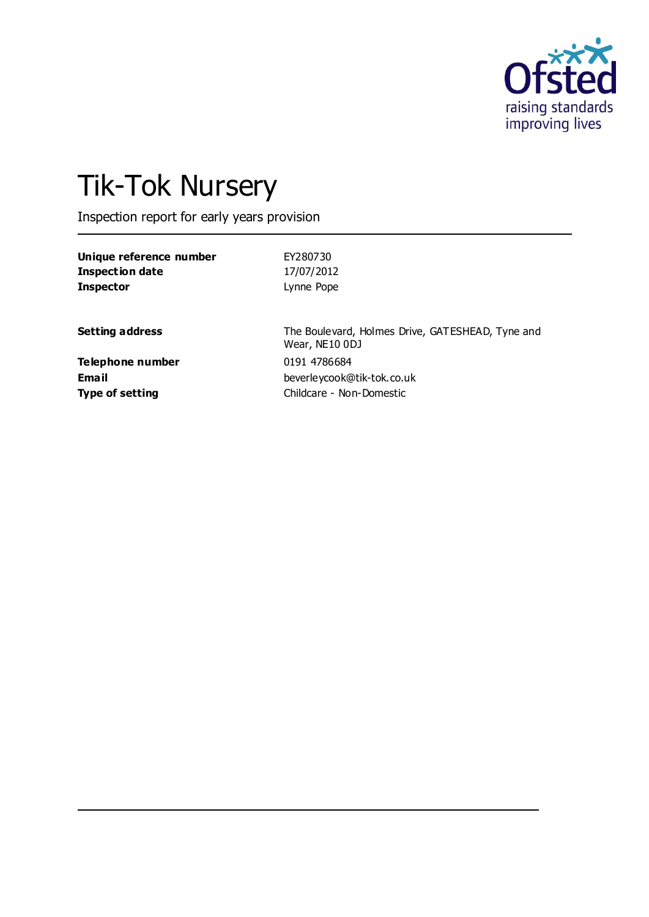Ofsted
raising standards
improving lives

# Tik-Tok Nursery

Inspection report for early years provision

| | |
|---|---|
| **Unique reference number** | EY280730 |
| **Inspection date** | 17/07/2012 |
| **Inspector** | Lynne Pope |

| | |
|---|---|
| **Setting address** | The Boulevard, Holmes Drive, GATESHEAD, Tyne and Wear, NE10 0DJ |
| **Telephone number** | 0191 4786684 |
| **Email** | beverleycook@tik-tok.co.uk |
| **Type of setting** | Childcare - Non-Domestic |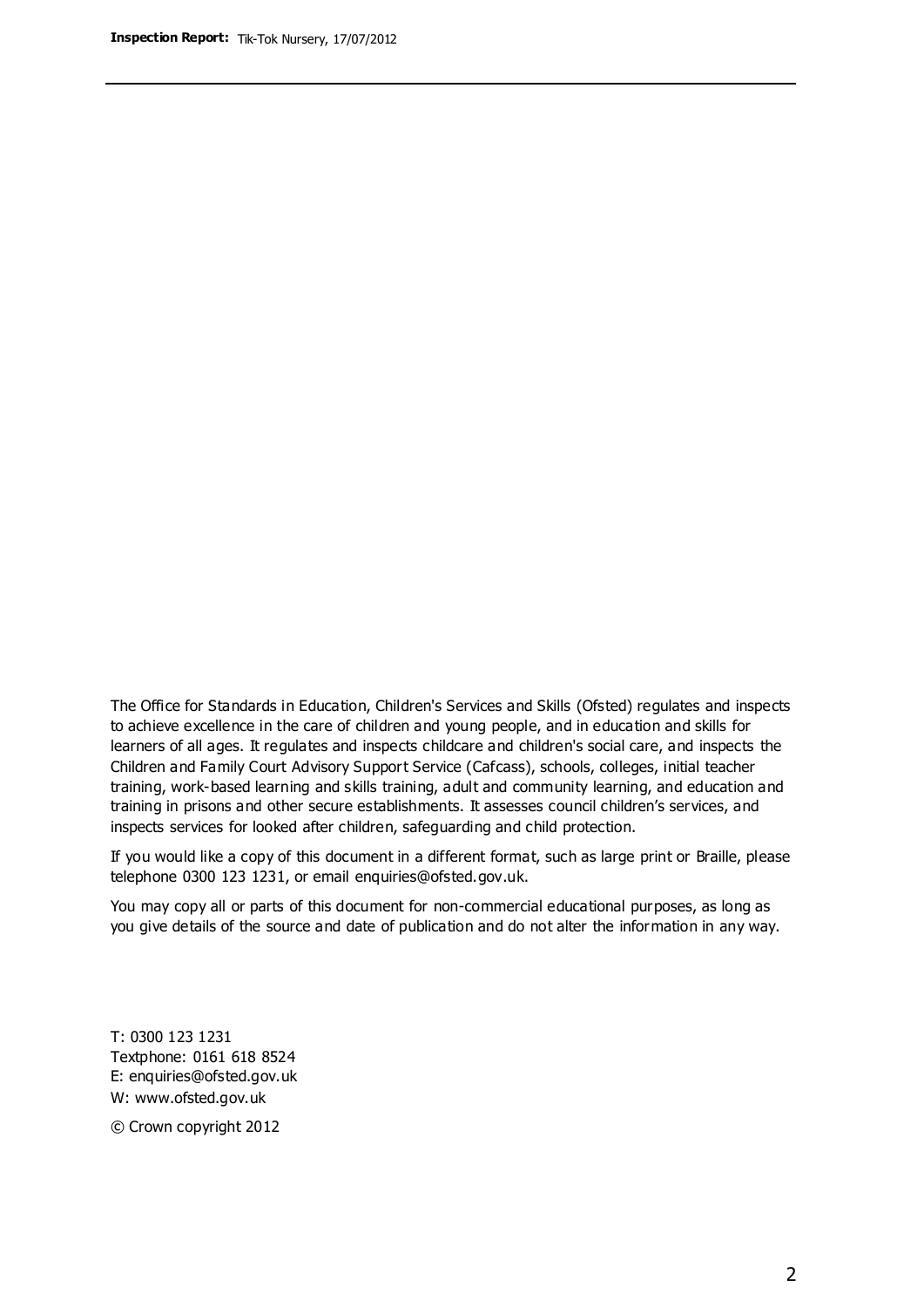The Office for Standards in Education, Children's Services and Skills (Ofsted) regulates and inspects to achieve excellence in the care of children and young people, and in education and skills for learners of all ages. It regulates and inspects childcare and children's social care, and inspects the Children and Family Court Advisory Support Service (Cafcass), schools, colleges, initial teacher training, work-based learning and skills training, adult and community learning, and education and training in prisons and other secure establishments. It assesses council children's services, and inspects services for looked after children, safeguarding and child protection.

If you would like a copy of this document in a different format, such as large print or Braille, please telephone 0300 123 1231, or email enquiries@ofsted.gov.uk.

You may copy all or parts of this document for non-commercial educational purposes, as long as you give details of the source and date of publication and do not alter the information in any way.

T: 0300 123 1231
Textphone: 0161 618 8524
E: enquiries@ofsted.gov.uk
W: www.ofsted.gov.uk

© Crown copyright 2012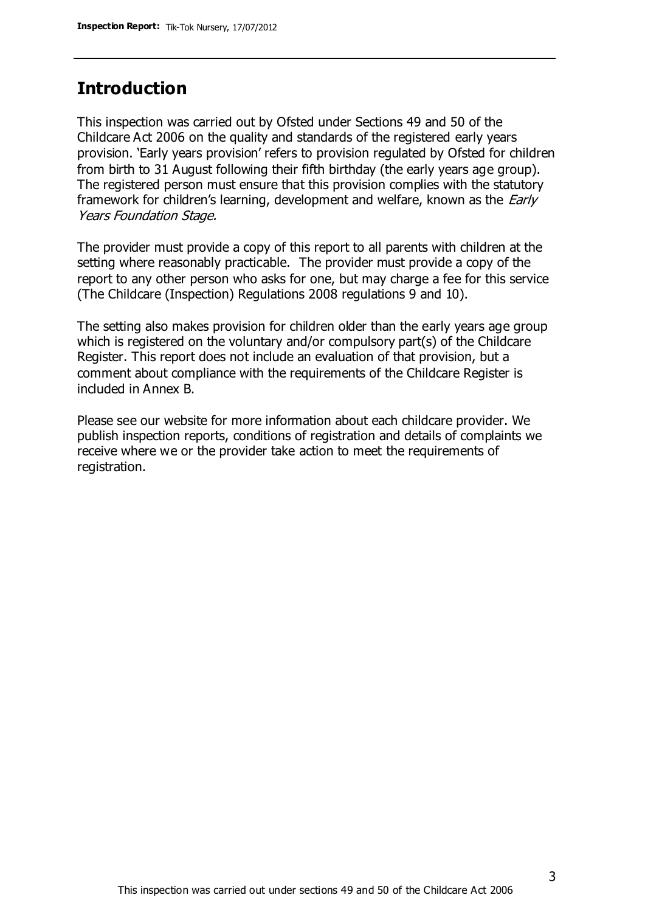## Introduction

This inspection was carried out by Ofsted under Sections 49 and 50 of the Childcare Act 2006 on the quality and standards of the registered early years provision. 'Early years provision' refers to provision regulated by Ofsted for children from birth to 31 August following their fifth birthday (the early years age group). The registered person must ensure that this provision complies with the statutory framework for children's learning, development and welfare, known as the *Early Years Foundation Stage.*

The provider must provide a copy of this report to all parents with children at the setting where reasonably practicable. The provider must provide a copy of the report to any other person who asks for one, but may charge a fee for this service (The Childcare (Inspection) Regulations 2008 regulations 9 and 10).

The setting also makes provision for children older than the early years age group which is registered on the voluntary and/or compulsory part(s) of the Childcare Register. This report does not include an evaluation of that provision, but a comment about compliance with the requirements of the Childcare Register is included in Annex B.

Please see our website for more information about each childcare provider. We publish inspection reports, conditions of registration and details of complaints we receive where we or the provider take action to meet the requirements of registration.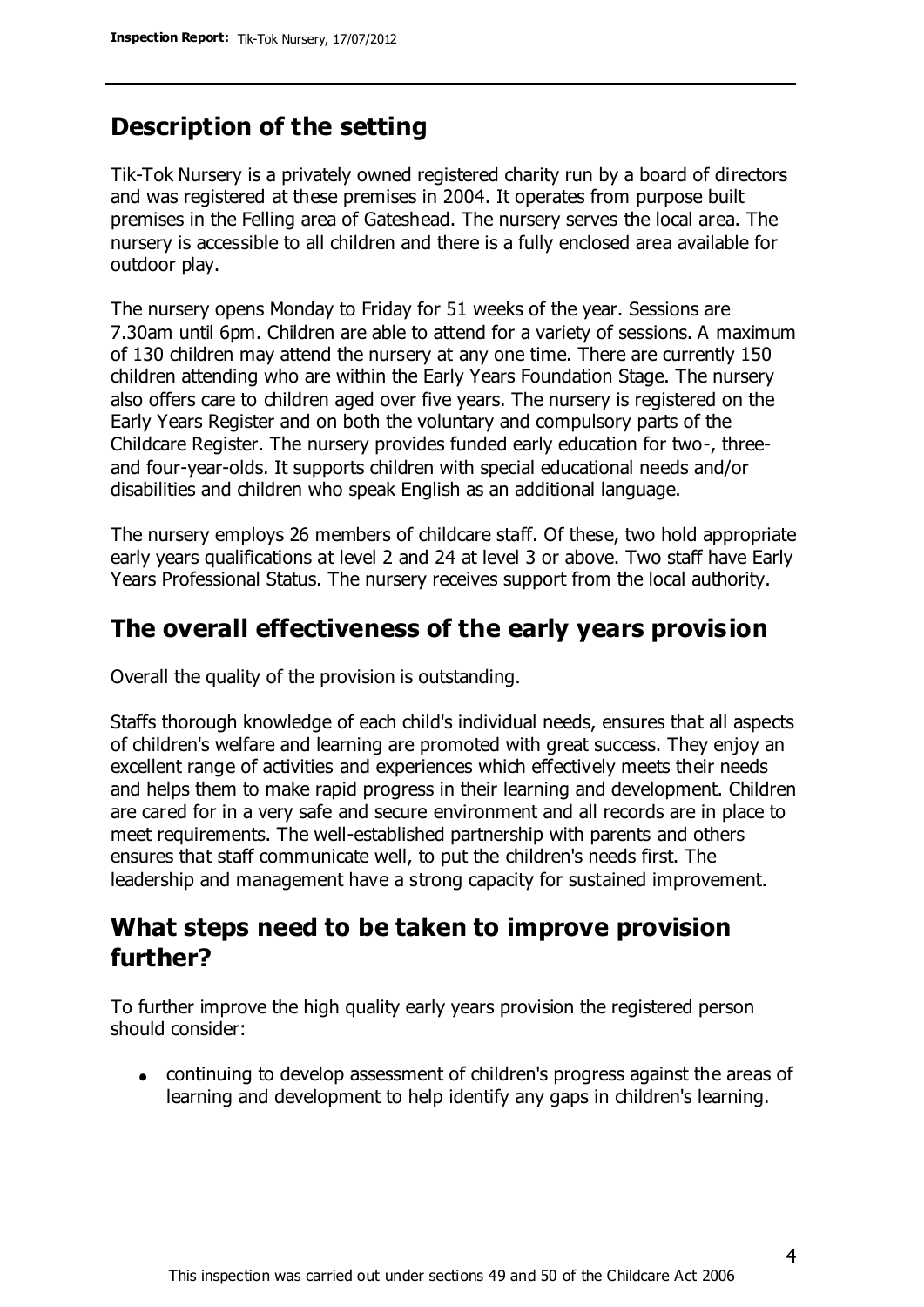## Description of the setting

Tik-Tok Nursery is a privately owned registered charity run by a board of directors and was registered at these premises in 2004. It operates from purpose built premises in the Felling area of Gateshead. The nursery serves the local area. The nursery is accessible to all children and there is a fully enclosed area available for outdoor play.

The nursery opens Monday to Friday for 51 weeks of the year. Sessions are 7.30am until 6pm. Children are able to attend for a variety of sessions. A maximum of 130 children may attend the nursery at any one time. There are currently 150 children attending who are within the Early Years Foundation Stage. The nursery also offers care to children aged over five years. The nursery is registered on the Early Years Register and on both the voluntary and compulsory parts of the Childcare Register. The nursery provides funded early education for two-, three- and four-year-olds. It supports children with special educational needs and/or disabilities and children who speak English as an additional language.

The nursery employs 26 members of childcare staff. Of these, two hold appropriate early years qualifications at level 2 and 24 at level 3 or above. Two staff have Early Years Professional Status. The nursery receives support from the local authority.

## The overall effectiveness of the early years provision

Overall the quality of the provision is outstanding.

Staffs thorough knowledge of each child's individual needs, ensures that all aspects of children's welfare and learning are promoted with great success. They enjoy an excellent range of activities and experiences which effectively meets their needs and helps them to make rapid progress in their learning and development. Children are cared for in a very safe and secure environment and all records are in place to meet requirements. The well-established partnership with parents and others ensures that staff communicate well, to put the children's needs first. The leadership and management have a strong capacity for sustained improvement.

## What steps need to be taken to improve provision further?

To further improve the high quality early years provision the registered person should consider:

- continuing to develop assessment of children's progress against the areas of learning and development to help identify any gaps in children's learning.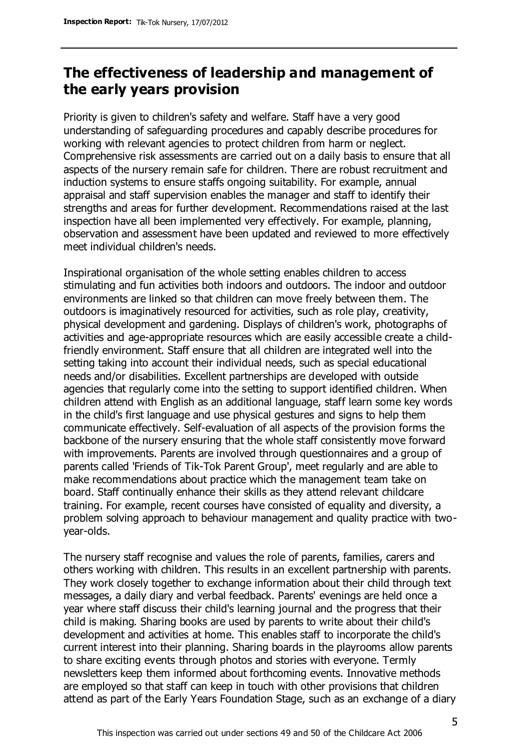## The effectiveness of leadership and management of the early years provision

Priority is given to children's safety and welfare. Staff have a very good understanding of safeguarding procedures and capably describe procedures for working with relevant agencies to protect children from harm or neglect. Comprehensive risk assessments are carried out on a daily basis to ensure that all aspects of the nursery remain safe for children. There are robust recruitment and induction systems to ensure staffs ongoing suitability. For example, annual appraisal and staff supervision enables the manager and staff to identify their strengths and areas for further development. Recommendations raised at the last inspection have all been implemented very effectively. For example, planning, observation and assessment have been updated and reviewed to more effectively meet individual children's needs.

Inspirational organisation of the whole setting enables children to access stimulating and fun activities both indoors and outdoors. The indoor and outdoor environments are linked so that children can move freely between them. The outdoors is imaginatively resourced for activities, such as role play, creativity, physical development and gardening. Displays of children's work, photographs of activities and age-appropriate resources which are easily accessible create a child-friendly environment. Staff ensure that all children are integrated well into the setting taking into account their individual needs, such as special educational needs and/or disabilities. Excellent partnerships are developed with outside agencies that regularly come into the setting to support identified children. When children attend with English as an additional language, staff learn some key words in the child's first language and use physical gestures and signs to help them communicate effectively. Self-evaluation of all aspects of the provision forms the backbone of the nursery ensuring that the whole staff consistently move forward with improvements. Parents are involved through questionnaires and a group of parents called 'Friends of Tik-Tok Parent Group', meet regularly and are able to make recommendations about practice which the management team take on board. Staff continually enhance their skills as they attend relevant childcare training. For example, recent courses have consisted of equality and diversity, a problem solving approach to behaviour management and quality practice with two-year-olds.

The nursery staff recognise and values the role of parents, families, carers and others working with children. This results in an excellent partnership with parents. They work closely together to exchange information about their child through text messages, a daily diary and verbal feedback. Parents' evenings are held once a year where staff discuss their child's learning journal and the progress that their child is making. Sharing books are used by parents to write about their child's development and activities at home. This enables staff to incorporate the child's current interest into their planning. Sharing boards in the playrooms allow parents to share exciting events through photos and stories with everyone. Termly newsletters keep them informed about forthcoming events. Innovative methods are employed so that staff can keep in touch with other provisions that children attend as part of the Early Years Foundation Stage, such as an exchange of a diary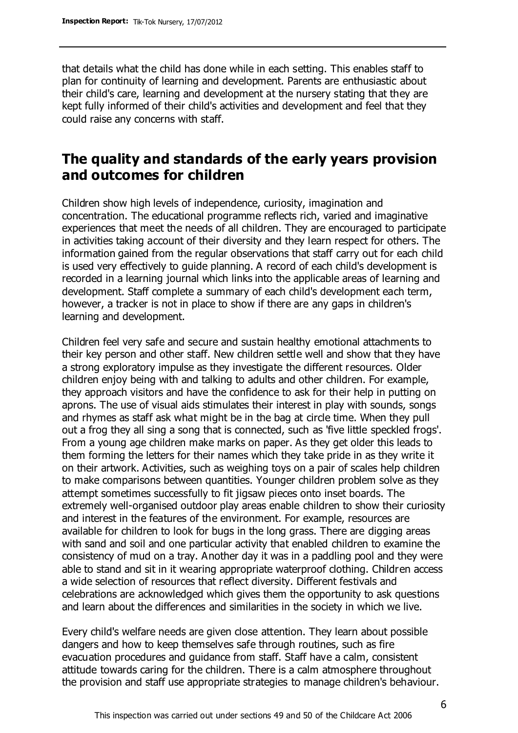that details what the child has done while in each setting. This enables staff to plan for continuity of learning and development. Parents are enthusiastic about their child's care, learning and development at the nursery stating that they are kept fully informed of their child's activities and development and feel that they could raise any concerns with staff.

## The quality and standards of the early years provision and outcomes for children

Children show high levels of independence, curiosity, imagination and concentration. The educational programme reflects rich, varied and imaginative experiences that meet the needs of all children. They are encouraged to participate in activities taking account of their diversity and they learn respect for others. The information gained from the regular observations that staff carry out for each child is used very effectively to guide planning. A record of each child's development is recorded in a learning journal which links into the applicable areas of learning and development. Staff complete a summary of each child's development each term, however, a tracker is not in place to show if there are any gaps in children's learning and development.

Children feel very safe and secure and sustain healthy emotional attachments to their key person and other staff. New children settle well and show that they have a strong exploratory impulse as they investigate the different resources. Older children enjoy being with and talking to adults and other children. For example, they approach visitors and have the confidence to ask for their help in putting on aprons. The use of visual aids stimulates their interest in play with sounds, songs and rhymes as staff ask what might be in the bag at circle time. When they pull out a frog they all sing a song that is connected, such as 'five little speckled frogs'. From a young age children make marks on paper. As they get older this leads to them forming the letters for their names which they take pride in as they write it on their artwork. Activities, such as weighing toys on a pair of scales help children to make comparisons between quantities. Younger children problem solve as they attempt sometimes successfully to fit jigsaw pieces onto inset boards. The extremely well-organised outdoor play areas enable children to show their curiosity and interest in the features of the environment. For example, resources are available for children to look for bugs in the long grass. There are digging areas with sand and soil and one particular activity that enabled children to examine the consistency of mud on a tray. Another day it was in a paddling pool and they were able to stand and sit in it wearing appropriate waterproof clothing. Children access a wide selection of resources that reflect diversity. Different festivals and celebrations are acknowledged which gives them the opportunity to ask questions and learn about the differences and similarities in the society in which we live.

Every child's welfare needs are given close attention. They learn about possible dangers and how to keep themselves safe through routines, such as fire evacuation procedures and guidance from staff. Staff have a calm, consistent attitude towards caring for the children. There is a calm atmosphere throughout the provision and staff use appropriate strategies to manage children's behaviour.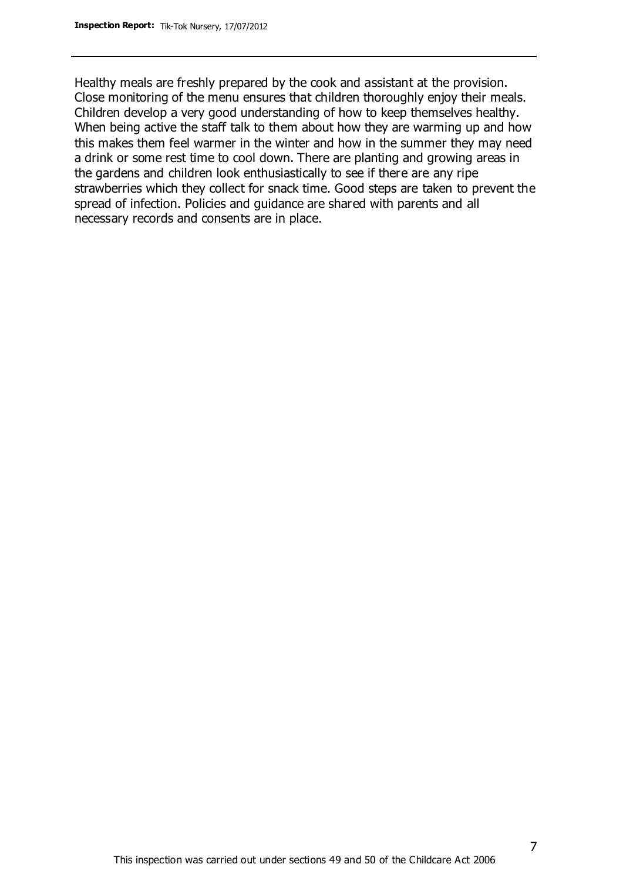Healthy meals are freshly prepared by the cook and assistant at the provision. Close monitoring of the menu ensures that children thoroughly enjoy their meals. Children develop a very good understanding of how to keep themselves healthy. When being active the staff talk to them about how they are warming up and how this makes them feel warmer in the winter and how in the summer they may need a drink or some rest time to cool down. There are planting and growing areas in the gardens and children look enthusiastically to see if there are any ripe strawberries which they collect for snack time. Good steps are taken to prevent the spread of infection. Policies and guidance are shared with parents and all necessary records and consents are in place.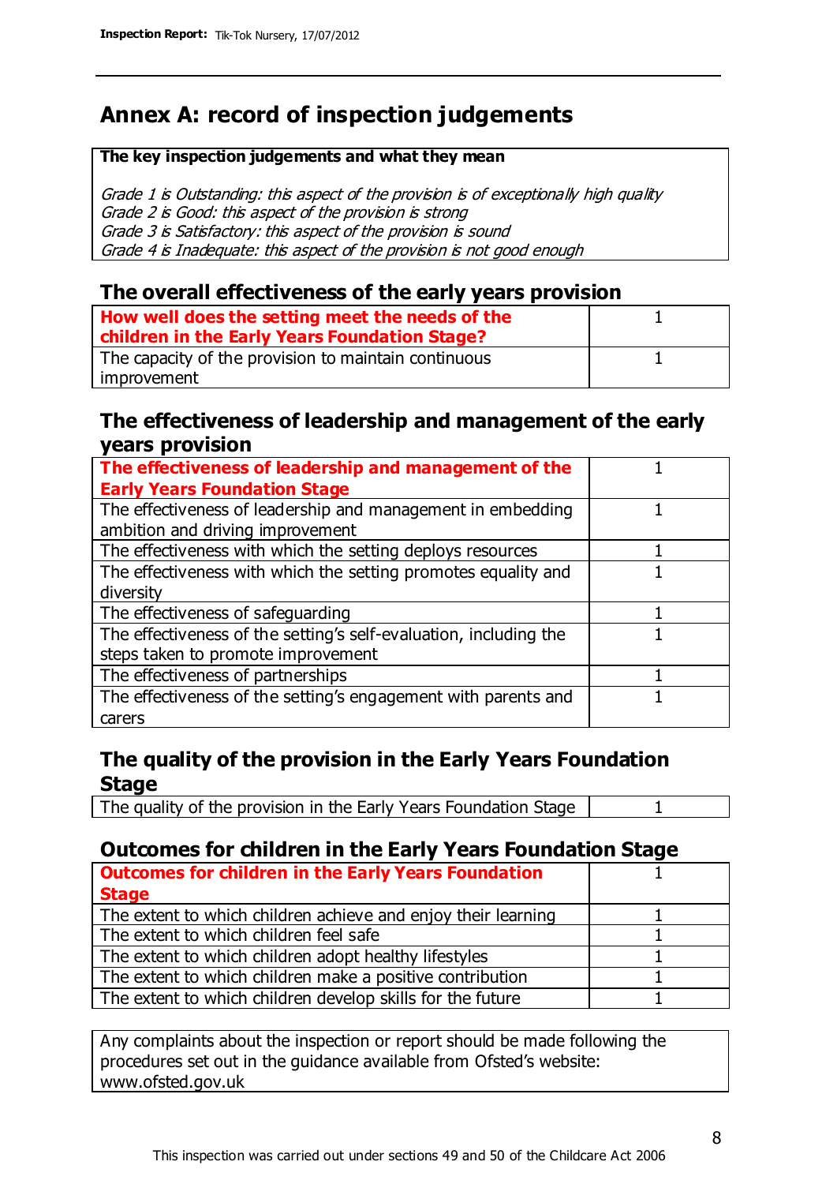# Annex A: record of inspection judgements

**The key inspection judgements and what they mean**

*Grade 1 is Outstanding: this aspect of the provision is of exceptionally high quality*
*Grade 2 is Good: this aspect of the provision is strong*
*Grade 3 is Satisfactory: this aspect of the provision is sound*
*Grade 4 is Inadequate: this aspect of the provision is not good enough*

## The overall effectiveness of the early years provision

| | |
|---|---|
| **How well does the setting meet the needs of the children in the Early Years Foundation Stage?** | 1 |
| The capacity of the provision to maintain continuous improvement | 1 |

## The effectiveness of leadership and management of the early years provision

| | |
|---|---|
| **The effectiveness of leadership and management of the Early Years Foundation Stage** | 1 |
| The effectiveness of leadership and management in embedding ambition and driving improvement | 1 |
| The effectiveness with which the setting deploys resources | 1 |
| The effectiveness with which the setting promotes equality and diversity | 1 |
| The effectiveness of safeguarding | 1 |
| The effectiveness of the setting's self-evaluation, including the steps taken to promote improvement | 1 |
| The effectiveness of partnerships | 1 |
| The effectiveness of the setting's engagement with parents and carers | 1 |

## The quality of the provision in the Early Years Foundation Stage

| | |
|---|---|
| The quality of the provision in the Early Years Foundation Stage | 1 |

## Outcomes for children in the Early Years Foundation Stage

| | |
|---|---|
| **Outcomes for children in the Early Years Foundation Stage** | 1 |
| The extent to which children achieve and enjoy their learning | 1 |
| The extent to which children feel safe | 1 |
| The extent to which children adopt healthy lifestyles | 1 |
| The extent to which children make a positive contribution | 1 |
| The extent to which children develop skills for the future | 1 |

Any complaints about the inspection or report should be made following the procedures set out in the guidance available from Ofsted's website: www.ofsted.gov.uk

This inspection was carried out under sections 49 and 50 of the Childcare Act 2006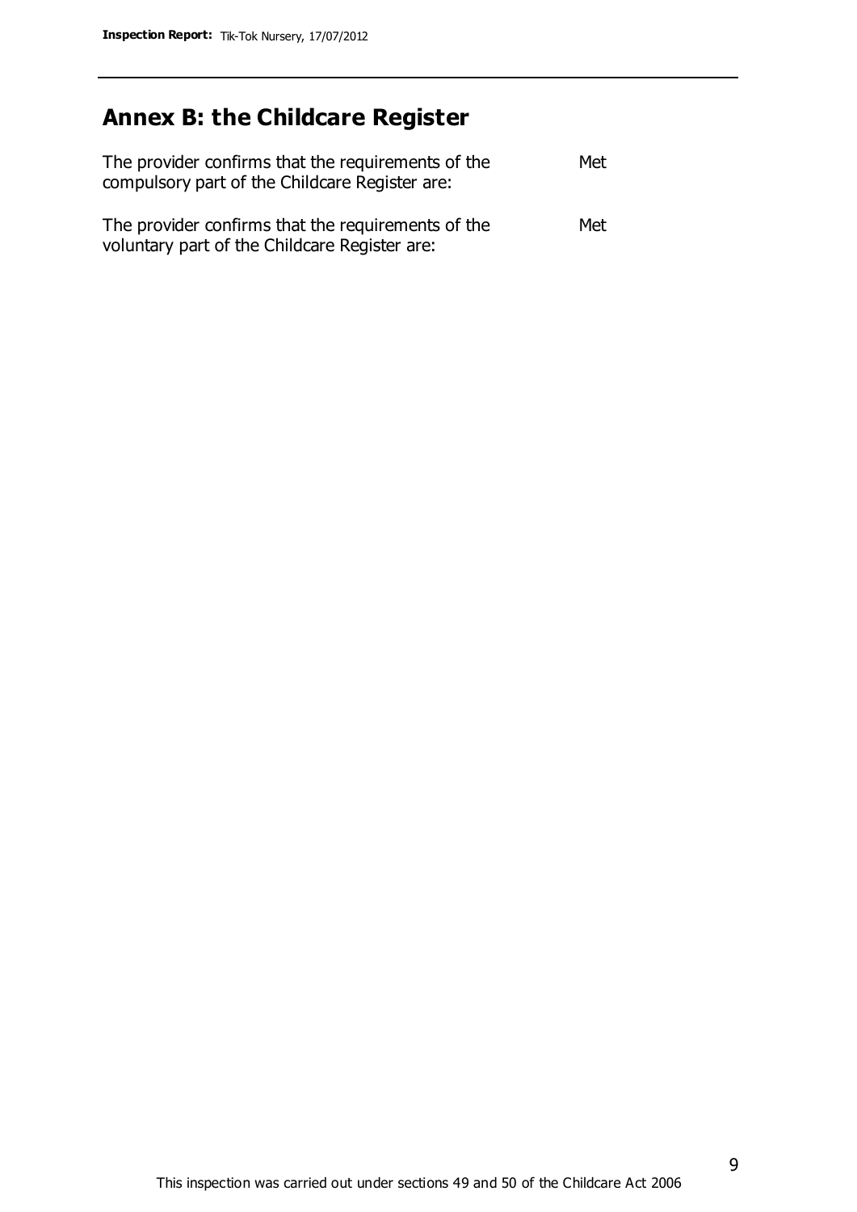## Annex B: the Childcare Register

| | |
|---|---|
| The provider confirms that the requirements of the compulsory part of the Childcare Register are: | Met |
| The provider confirms that the requirements of the voluntary part of the Childcare Register are: | Met |

This inspection was carried out under sections 49 and 50 of the Childcare Act 2006